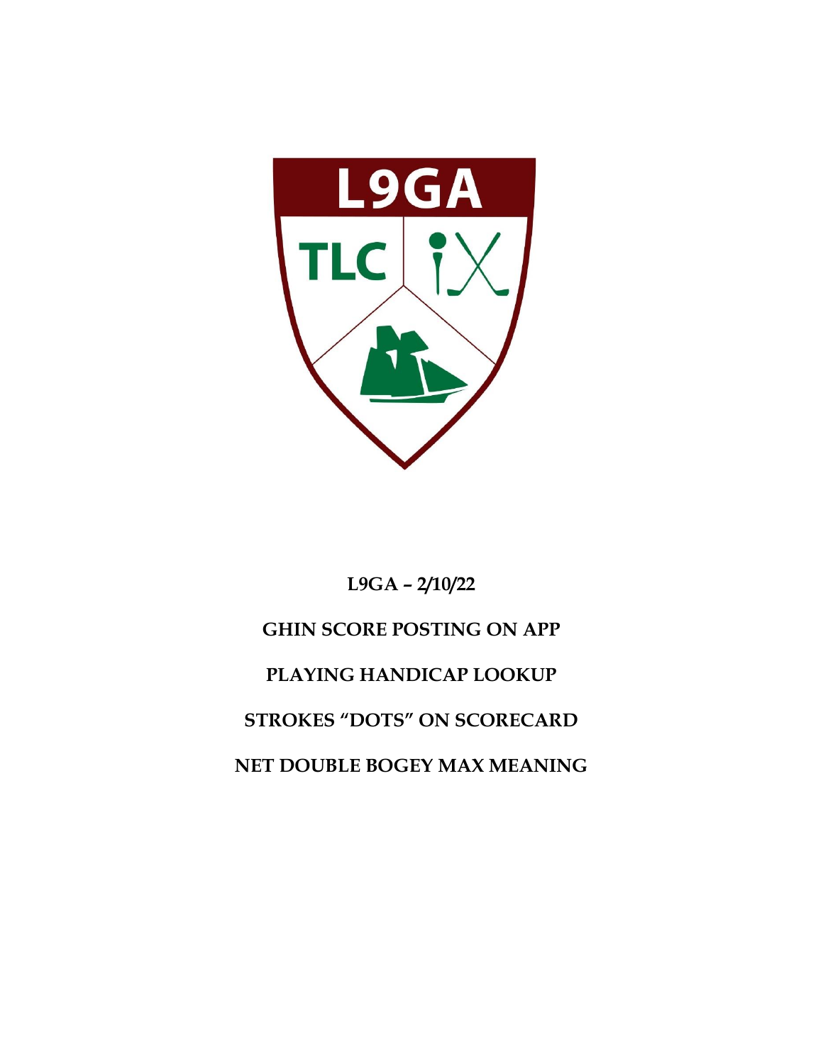**L9GA – 2/10/22**

**GHIN SCORE POSTING ON APP**

**PLAYING HANDICAP LOOKUP**

**STROKES "DOTS" ON SCORECARD**

**NET DOUBLE BOGEY MAX MEANING**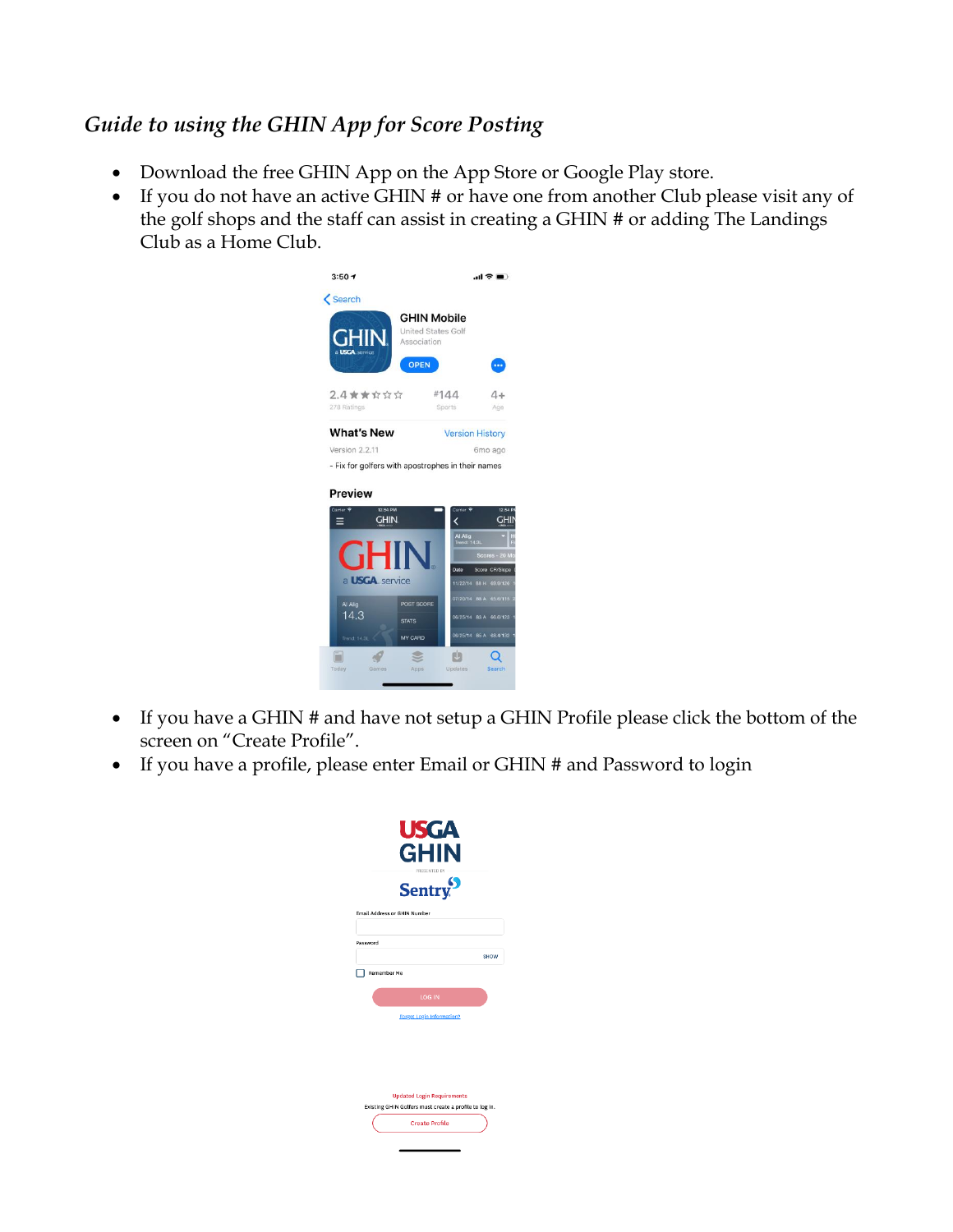*Guide to using the GHIN App for Score Posting*

- Download the free GHIN App on the App Store or Google Play store.
- If you do not have an active GHIN # or have one from another Club please visit any of the golf shops and the staff can assist in creating a GHIN # or adding The Landings Club as a Home Club.

- If you have a GHIN # and have not setup a GHIN Profile please click the bottom of the screen on "Create Profile".
- If you have a profile, please enter Email or GHIN # and Password to login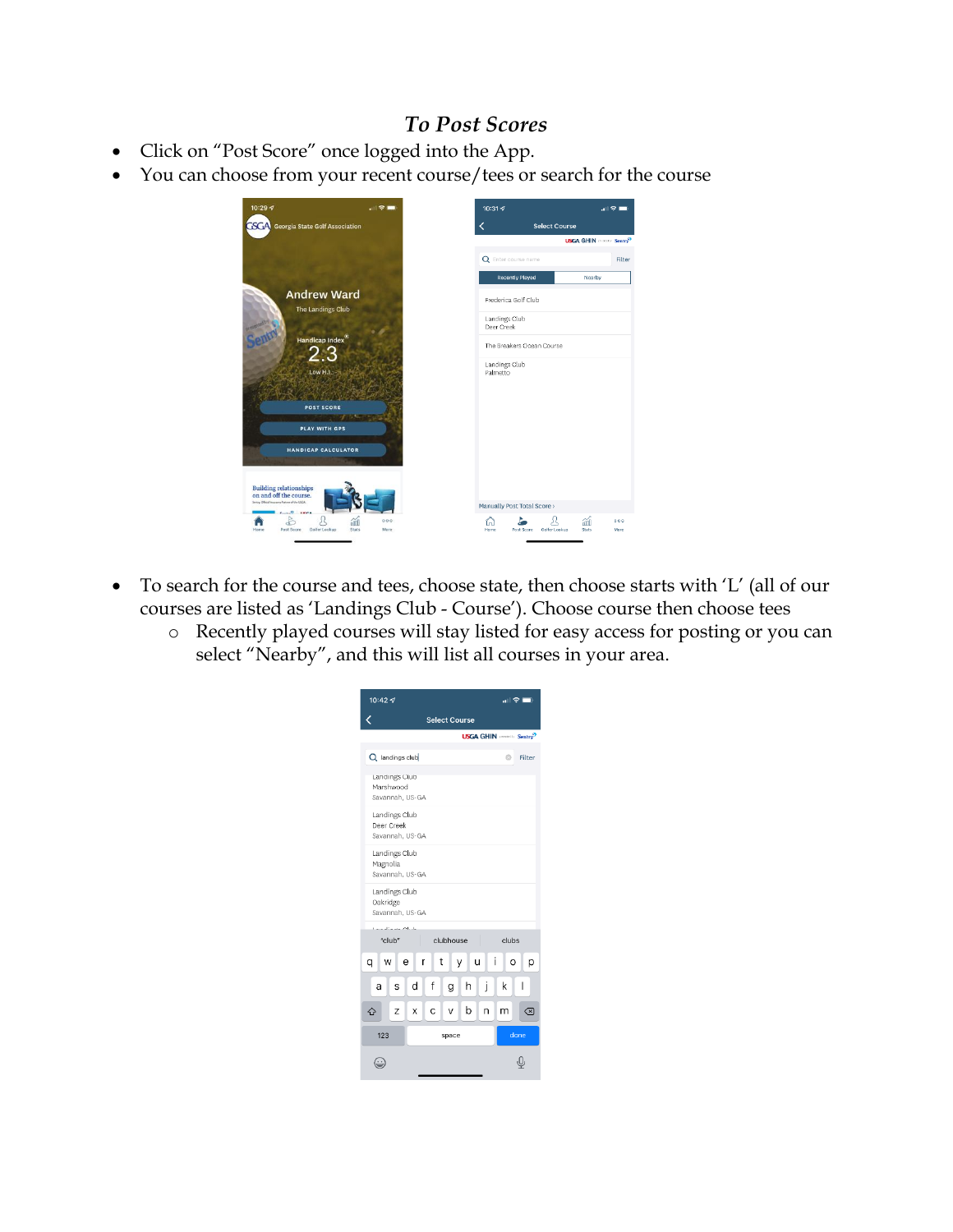*To Post Scores*

- Click on "Post Score" once logged into the App.
- You can choose from your recent course/tees or search for the course

- To search for the course and tees, choose state, then choose starts with 'L' (all of our courses are listed as 'Landings Club - Course'). Choose course then choose tees
  - Recently played courses will stay listed for easy access for posting or you can select "Nearby", and this will list all courses in your area.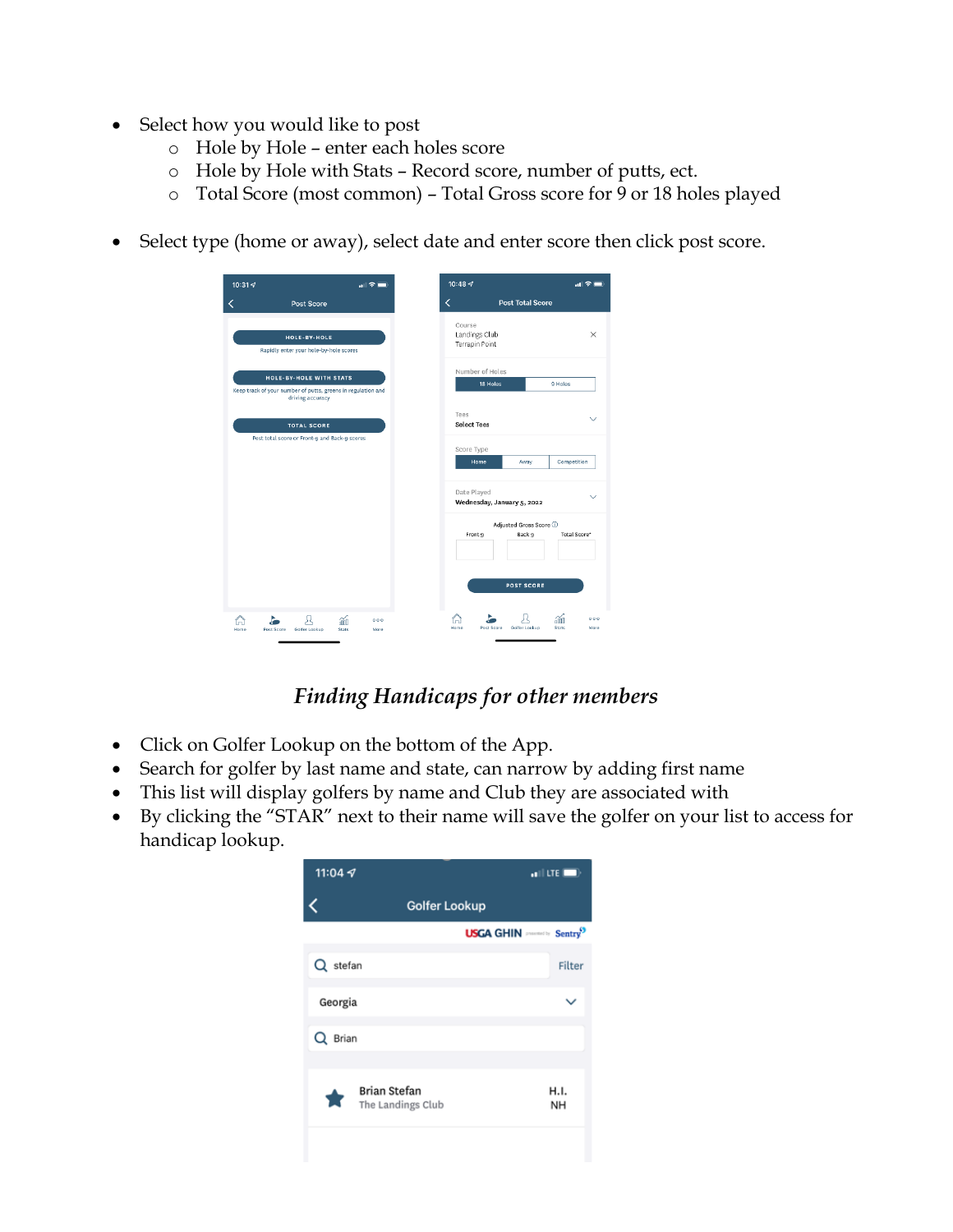- Select how you would like to post
  - Hole by Hole – enter each holes score
  - Hole by Hole with Stats – Record score, number of putts, ect.
  - Total Score (most common) – Total Gross score for 9 or 18 holes played

- Select type (home or away), select date and enter score then click post score.

## *Finding Handicaps for other members*

- Click on Golfer Lookup on the bottom of the App.
- Search for golfer by last name and state, can narrow by adding first name
- This list will display golfers by name and Club they are associated with
- By clicking the "STAR" next to their name will save the golfer on your list to access for handicap lookup.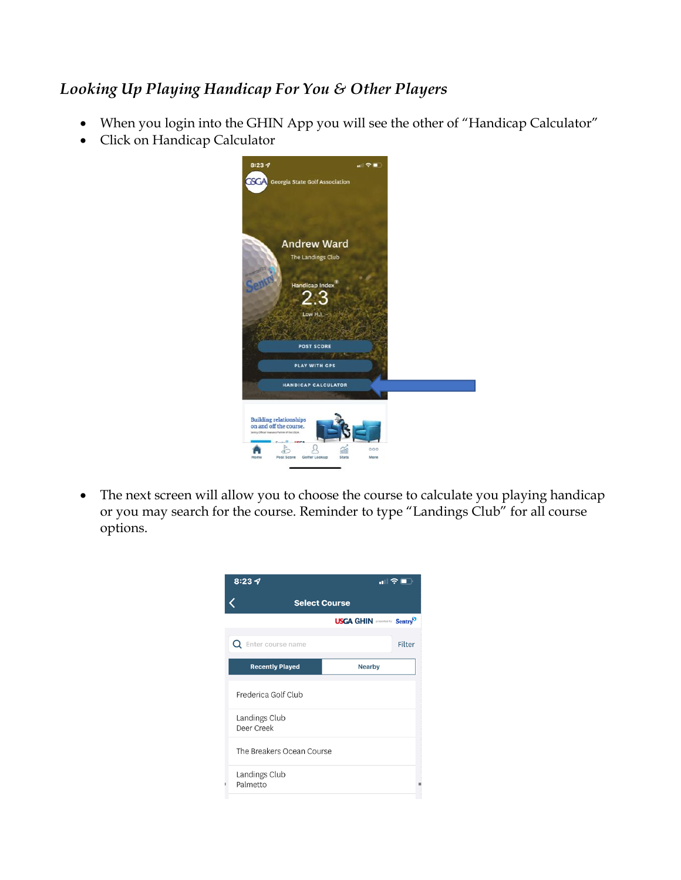*Looking Up Playing Handicap For You & Other Players*

- When you login into the GHIN App you will see the other of "Handicap Calculator"
- Click on Handicap Calculator

- The next screen will allow you to choose the course to calculate you playing handicap or you may search for the course. Reminder to type "Landings Club" for all course options.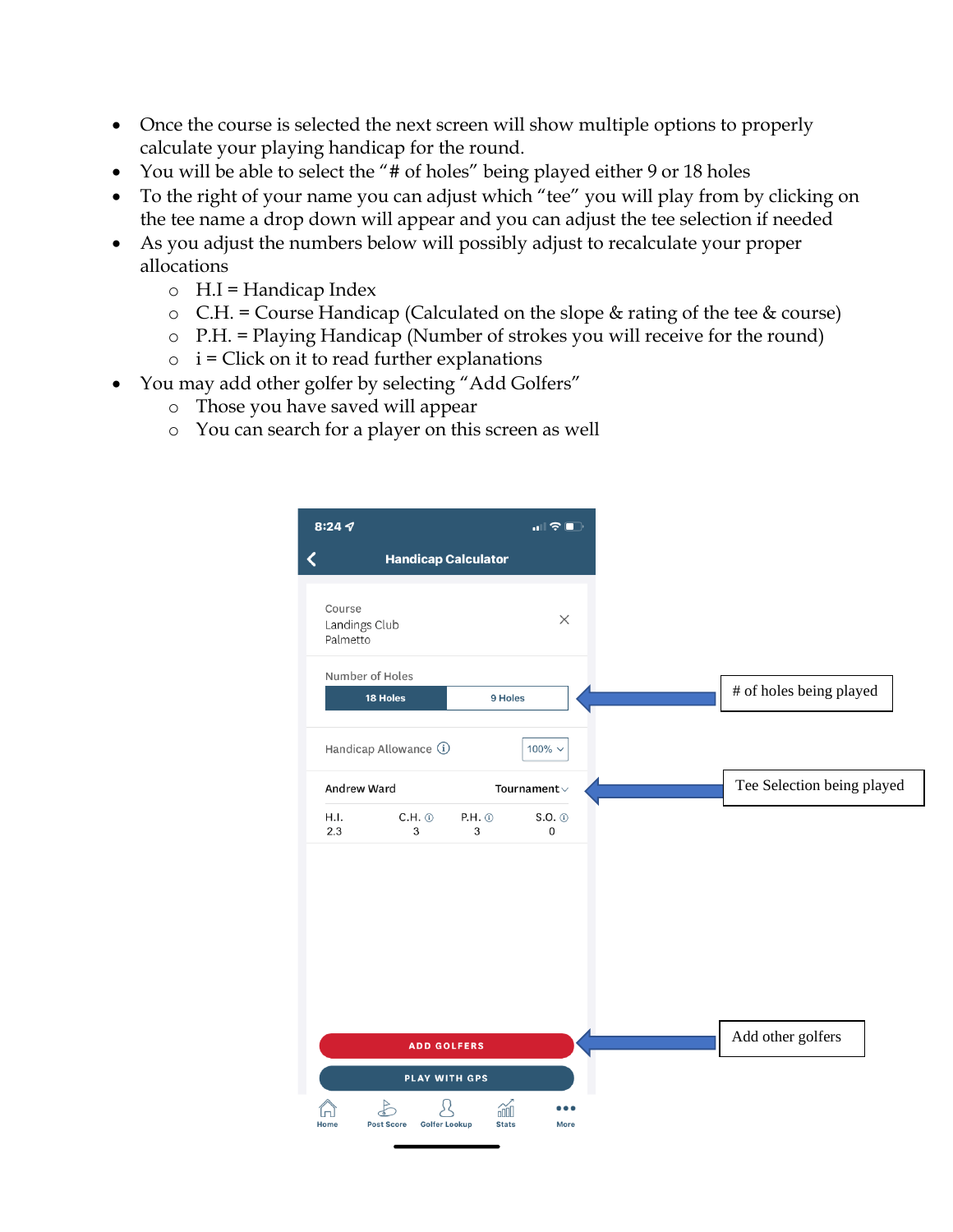- Once the course is selected the next screen will show multiple options to properly calculate your playing handicap for the round.
- You will be able to select the "# of holes" being played either 9 or 18 holes
- To the right of your name you can adjust which "tee" you will play from by clicking on the tee name a drop down will appear and you can adjust the tee selection if needed
- As you adjust the numbers below will possibly adjust to recalculate your proper allocations
  - H.I = Handicap Index
  - C.H. = Course Handicap (Calculated on the slope & rating of the tee & course)
  - P.H. = Playing Handicap (Number of strokes you will receive for the round)
  - i = Click on it to read further explanations
- You may add other golfer by selecting "Add Golfers"
  - Those you have saved will appear
  - You can search for a player on this screen as well

8:24

Handicap Calculator

Course
Landings Club
Palmetto

Number of Holes

18 Holes | 9 Holes

# of holes being played

Handicap Allowance ⓘ 100%

Andrew Ward Tournament

Tee Selection being played

| H.I. | C.H. ⓘ | P.H. ⓘ | S.O. ⓘ |
|---|---|---|---|
| 2.3 | 3 | 3 | 0 |

ADD GOLFERS

Add other golfers

PLAY WITH GPS

Home | Post Score | Golfer Lookup | Stats | More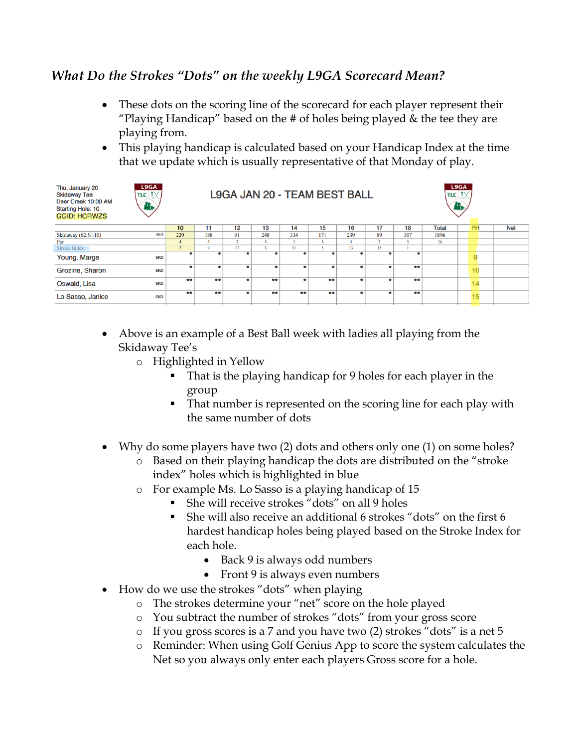## *What Do the Strokes "Dots" on the weekly L9GA Scorecard Mean?*

- These dots on the scoring line of the scorecard for each player represent their "Playing Handicap" based on the # of holes being played & the tee they are playing from.
- This playing handicap is calculated based on your Handicap Index at the time that we update which is usually representative of that Monday of play.

Thu, January 20
Skidaway Tee
Deer Creek 10:00 AM
Starting Hole: 10
GGID: HCRWZS

L9GA JAN 20 - TEAM BEST BALL

| | | 10 | 11 | 12 | 13 | 14 | 15 | 16 | 17 | 18 | Total | PH | Net |
|---|---|---|---|---|---|---|---|---|---|---|---|---|---|
| Skidaway (62.5/110) | SKD | 229 | 188 | 91 | 248 | 334 | 171 | 239 | 89 | 307 | 1896 | | |
| Par | | 4 | 4 | 3 | 4 | 5 | 4 | 4 | 3 | 5 | 36 | | |
| Stroke Index | | 7 | 9 | 17 | 3 | 11 | 5 | 13 | 15 | 1 | | | |
| Young, Marge | SKD | • | • | • | • | • | • | • | • | • | | 9 | |
| Grozine, Sharon | SKD | • | • | • | • | • | • | • | • | •• | | 10 | |
| Oswald, Lisa | SKD | •• | •• | • | •• | • | •• | • | • | •• | | 14 | |
| Lo Sasso, Janice | SKD | •• | •• | • | •• | •• | •• | • | • | •• | | 15 | |

- Above is an example of a Best Ball week with ladies all playing from the Skidaway Tee's
  - Highlighted in Yellow
    - That is the playing handicap for 9 holes for each player in the group
    - That number is represented on the scoring line for each play with the same number of dots

- Why do some players have two (2) dots and others only one (1) on some holes?
  - Based on their playing handicap the dots are distributed on the "stroke index" holes which is highlighted in blue
  - For example Ms. Lo Sasso is a playing handicap of 15
    - She will receive strokes "dots" on all 9 holes
    - She will also receive an additional 6 strokes "dots" on the first 6 hardest handicap holes being played based on the Stroke Index for each hole.
      - Back 9 is always odd numbers
      - Front 9 is always even numbers
- How do we use the strokes "dots" when playing
  - The strokes determine your "net" score on the hole played
  - You subtract the number of strokes "dots" from your gross score
  - If you gross scores is a 7 and you have two (2) strokes "dots" is a net 5
  - Reminder: When using Golf Genius App to score the system calculates the Net so you always only enter each players Gross score for a hole.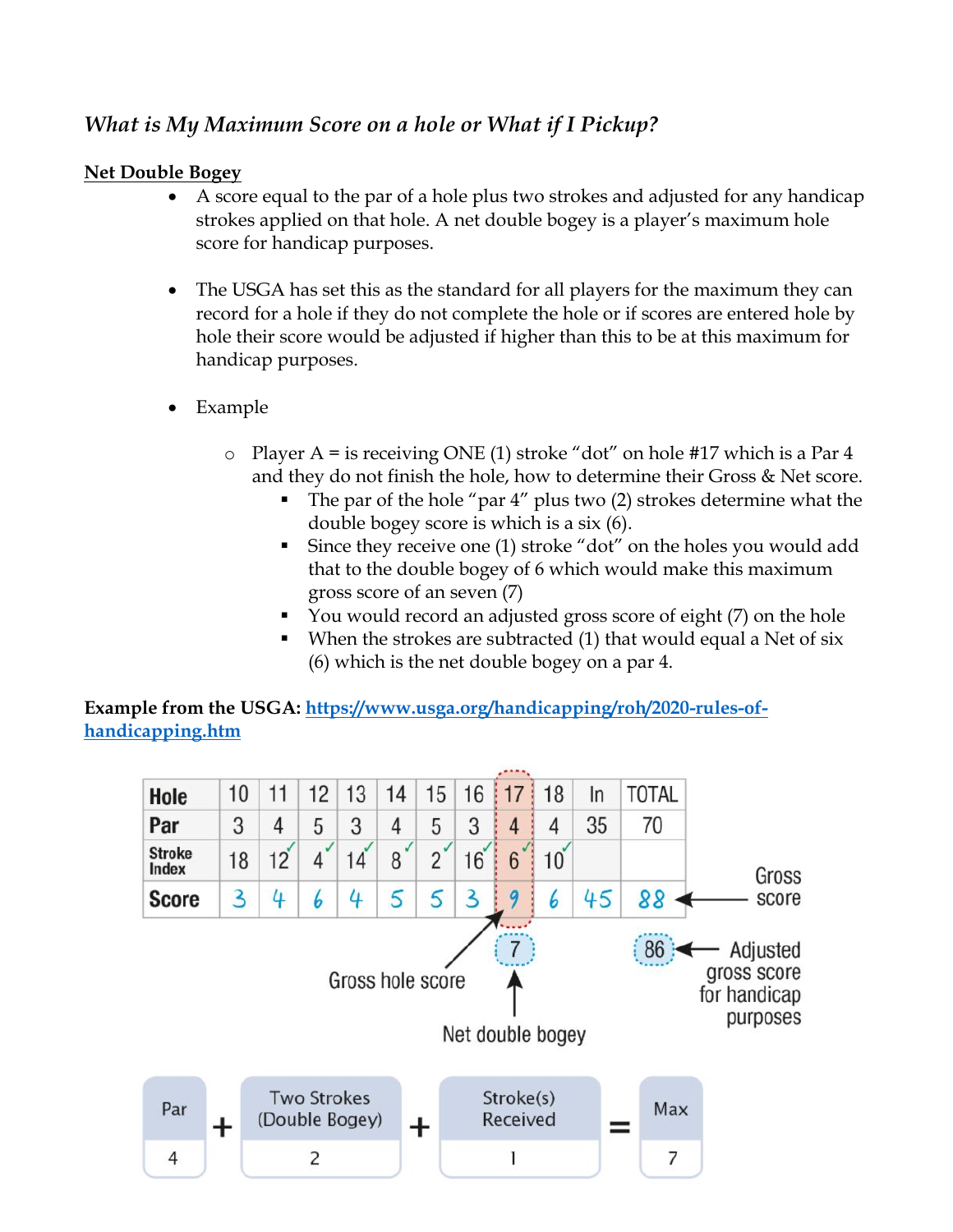## *What is My Maximum Score on a hole or What if I Pickup?*

**Net Double Bogey**

- A score equal to the par of a hole plus two strokes and adjusted for any handicap strokes applied on that hole. A net double bogey is a player's maximum hole score for handicap purposes.

- The USGA has set this as the standard for all players for the maximum they can record for a hole if they do not complete the hole or if scores are entered hole by hole their score would be adjusted if higher than this to be at this maximum for handicap purposes.

- Example
  - Player A = is receiving ONE (1) stroke "dot" on hole #17 which is a Par 4 and they do not finish the hole, how to determine their Gross & Net score.
    - The par of the hole "par 4" plus two (2) strokes determine what the double bogey score is which is a six (6).
    - Since they receive one (1) stroke "dot" on the holes you would add that to the double bogey of 6 which would make this maximum gross score of an seven (7)
    - You would record an adjusted gross score of eight (7) on the hole
    - When the strokes are subtracted (1) that would equal a Net of six (6) which is the net double bogey on a par 4.

**Example from the USGA:** [https://www.usga.org/handicapping/roh/2020-rules-of-handicapping.htm](https://www.usga.org/handicapping/roh/2020-rules-of-handicapping.htm)

| Hole | 10 | 11 | 12 | 13 | 14 | 15 | 16 | 17 | 18 | In | TOTAL |
|---|---|---|---|---|---|---|---|---|---|---|---|
| Par | 3 | 4 | 5 | 3 | 4 | 5 | 3 | 4 | 4 | 35 | 70 |
| Stroke Index | 18 | 12 ✓ | 4 ✓ | 14 ✓ | 8 ✓ | 2 ✓ | 16 ✓ | 6 ✓ | 10 ✓ | | |
| Score | 3 | 4 | 6 | 4 | 5 | 5 | 3 | 9 | 6 | 45 | 88 |
| | | | | | | | | 7 | | | 86 |

Gross score

Gross hole score

Net double bogey

Adjusted gross score for handicap purposes

| Par | + | Two Strokes (Double Bogey) | + | Stroke(s) Received | = | Max |
|---|---|---|---|---|---|---|
| 4 | | 2 | | 1 | | 7 |